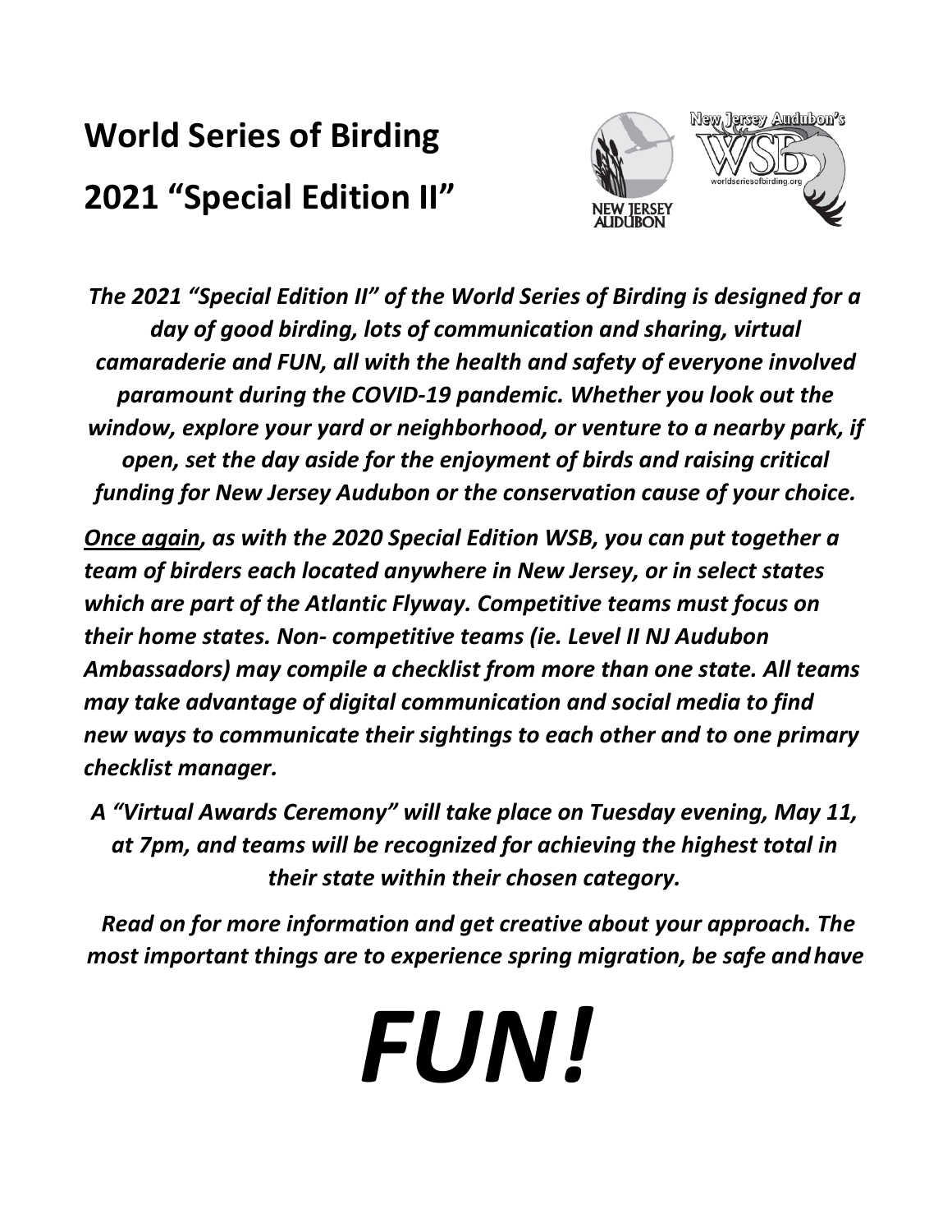# World Series of Birding

# 2021 "Special Edition II"

***The 2021 "Special Edition II" of the World Series of Birding is designed for a day of good birding, lots of communication and sharing, virtual camaraderie and FUN, all with the health and safety of everyone involved paramount during the COVID-19 pandemic. Whether you look out the window, explore your yard or neighborhood, or venture to a nearby park, if open, set the day aside for the enjoyment of birds and raising critical funding for New Jersey Audubon or the conservation cause of your choice.***

***<u>Once again</u>, as with the 2020 Special Edition WSB, you can put together a team of birders each located anywhere in New Jersey, or in select states which are part of the Atlantic Flyway. Competitive teams must focus on their home states. Non- competitive teams (ie. Level II NJ Audubon Ambassadors) may compile a checklist from more than one state. All teams may take advantage of digital communication and social media to find new ways to communicate their sightings to each other and to one primary checklist manager.***

***A "Virtual Awards Ceremony" will take place on Tuesday evening, May 11, at 7pm, and teams will be recognized for achieving the highest total in their state within their chosen category.***

***Read on for more information and get creative about your approach. The most important things are to experience spring migration, be safe and have***

# ***FUN!***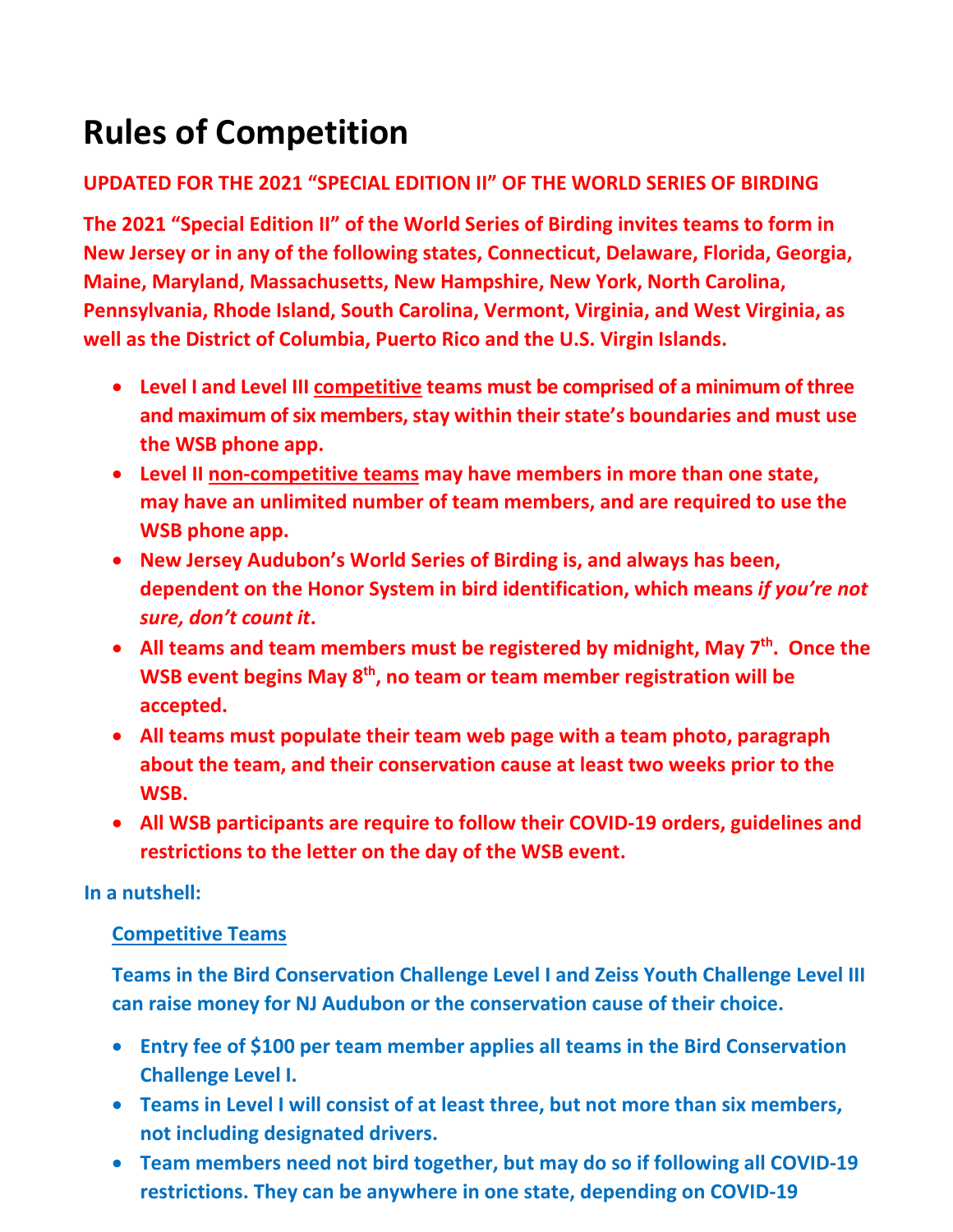# Rules of Competition

**UPDATED FOR THE 2021 "SPECIAL EDITION II" OF THE WORLD SERIES OF BIRDING**

**The 2021 "Special Edition II" of the World Series of Birding invites teams to form in New Jersey or in any of the following states, Connecticut, Delaware, Florida, Georgia, Maine, Maryland, Massachusetts, New Hampshire, New York, North Carolina, Pennsylvania, Rhode Island, South Carolina, Vermont, Virginia, and West Virginia, as well as the District of Columbia, Puerto Rico and the U.S. Virgin Islands.**

- **Level I and Level III competitive teams must be comprised of a minimum of three and maximum of six members, stay within their state's boundaries and must use the WSB phone app.**
- **Level II non-competitive teams may have members in more than one state, may have an unlimited number of team members, and are required to use the WSB phone app.**
- **New Jersey Audubon's World Series of Birding is, and always has been, dependent on the Honor System in bird identification, which means *if you're not sure, don't count it*.**
- **All teams and team members must be registered by midnight, May 7th. Once the WSB event begins May 8th, no team or team member registration will be accepted.**
- **All teams must populate their team web page with a team photo, paragraph about the team, and their conservation cause at least two weeks prior to the WSB.**
- **All WSB participants are require to follow their COVID-19 orders, guidelines and restrictions to the letter on the day of the WSB event.**

**In a nutshell:**

**Competitive Teams**

**Teams in the Bird Conservation Challenge Level I and Zeiss Youth Challenge Level III can raise money for NJ Audubon or the conservation cause of their choice.**

- **Entry fee of $100 per team member applies all teams in the Bird Conservation Challenge Level I.**
- **Teams in Level I will consist of at least three, but not more than six members, not including designated drivers.**
- **Team members need not bird together, but may do so if following all COVID-19 restrictions. They can be anywhere in one state, depending on COVID-19**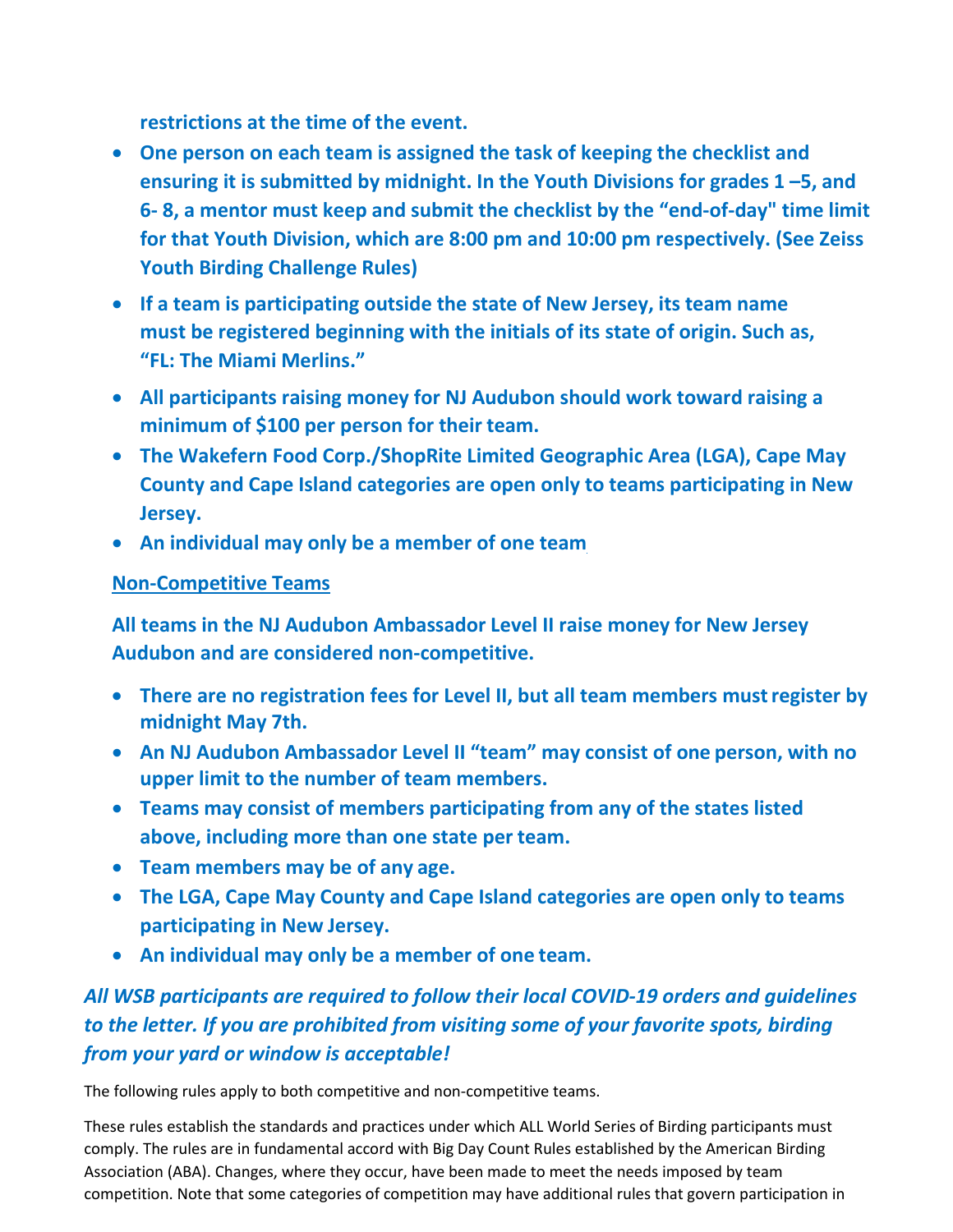**restrictions at the time of the event.**

- **One person on each team is assigned the task of keeping the checklist and ensuring it is submitted by midnight. In the Youth Divisions for grades 1 –5, and 6- 8, a mentor must keep and submit the checklist by the "end-of-day" time limit for that Youth Division, which are 8:00 pm and 10:00 pm respectively. (See Zeiss Youth Birding Challenge Rules)**
- **If a team is participating outside the state of New Jersey, its team name must be registered beginning with the initials of its state of origin. Such as, "FL: The Miami Merlins."**
- **All participants raising money for NJ Audubon should work toward raising a minimum of $100 per person for their team.**
- **The Wakefern Food Corp./ShopRite Limited Geographic Area (LGA), Cape May County and Cape Island categories are open only to teams participating in New Jersey.**
- **An individual may only be a member of one team**

**<u>Non-Competitive Teams</u>**

**All teams in the NJ Audubon Ambassador Level II raise money for New Jersey Audubon and are considered non-competitive.**

- **There are no registration fees for Level II, but all team members must register by midnight May 7th.**
- **An NJ Audubon Ambassador Level II "team" may consist of one person, with no upper limit to the number of team members.**
- **Teams may consist of members participating from any of the states listed above, including more than one state per team.**
- **Team members may be of any age.**
- **The LGA, Cape May County and Cape Island categories are open only to teams participating in New Jersey.**
- **An individual may only be a member of one team.**

***All WSB participants are required to follow their local COVID-19 orders and guidelines to the letter. If you are prohibited from visiting some of your favorite spots, birding from your yard or window is acceptable!***

The following rules apply to both competitive and non-competitive teams.

These rules establish the standards and practices under which ALL World Series of Birding participants must comply. The rules are in fundamental accord with Big Day Count Rules established by the American Birding Association (ABA). Changes, where they occur, have been made to meet the needs imposed by team competition. Note that some categories of competition may have additional rules that govern participation in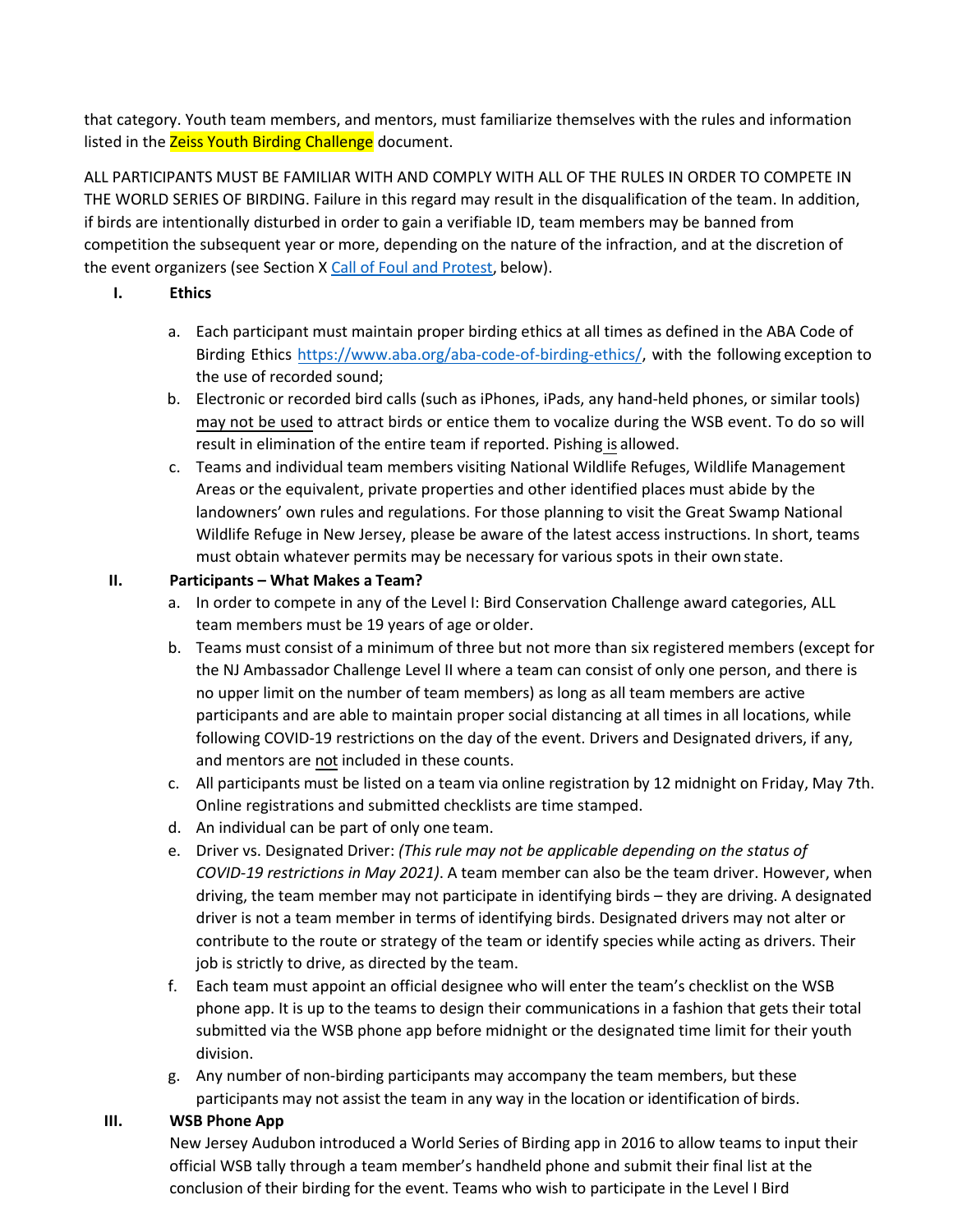that category. Youth team members, and mentors, must familiarize themselves with the rules and information listed in the Zeiss Youth Birding Challenge document.

ALL PARTICIPANTS MUST BE FAMILIAR WITH AND COMPLY WITH ALL OF THE RULES IN ORDER TO COMPETE IN THE WORLD SERIES OF BIRDING. Failure in this regard may result in the disqualification of the team. In addition, if birds are intentionally disturbed in order to gain a verifiable ID, team members may be banned from competition the subsequent year or more, depending on the nature of the infraction, and at the discretion of the event organizers (see Section X [Call of Foul and Protest](), below).

## I. Ethics

a. Each participant must maintain proper birding ethics at all times as defined in the ABA Code of Birding Ethics https://www.aba.org/aba-code-of-birding-ethics/, with the following exception to the use of recorded sound;

b. Electronic or recorded bird calls (such as iPhones, iPads, any hand-held phones, or similar tools) may not be used to attract birds or entice them to vocalize during the WSB event. To do so will result in elimination of the entire team if reported. Pishing is allowed.

c. Teams and individual team members visiting National Wildlife Refuges, Wildlife Management Areas or the equivalent, private properties and other identified places must abide by the landowners' own rules and regulations. For those planning to visit the Great Swamp National Wildlife Refuge in New Jersey, please be aware of the latest access instructions. In short, teams must obtain whatever permits may be necessary for various spots in their own state.

## II. Participants – What Makes a Team?

a. In order to compete in any of the Level I: Bird Conservation Challenge award categories, ALL team members must be 19 years of age or older.

b. Teams must consist of a minimum of three but not more than six registered members (except for the NJ Ambassador Challenge Level II where a team can consist of only one person, and there is no upper limit on the number of team members) as long as all team members are active participants and are able to maintain proper social distancing at all times in all locations, while following COVID-19 restrictions on the day of the event. Drivers and Designated drivers, if any, and mentors are not included in these counts.

c. All participants must be listed on a team via online registration by 12 midnight on Friday, May 7th. Online registrations and submitted checklists are time stamped.

d. An individual can be part of only one team.

e. Driver vs. Designated Driver: *(This rule may not be applicable depending on the status of COVID-19 restrictions in May 2021)*. A team member can also be the team driver. However, when driving, the team member may not participate in identifying birds – they are driving. A designated driver is not a team member in terms of identifying birds. Designated drivers may not alter or contribute to the route or strategy of the team or identify species while acting as drivers. Their job is strictly to drive, as directed by the team.

f. Each team must appoint an official designee who will enter the team's checklist on the WSB phone app. It is up to the teams to design their communications in a fashion that gets their total submitted via the WSB phone app before midnight or the designated time limit for their youth division.

g. Any number of non-birding participants may accompany the team members, but these participants may not assist the team in any way in the location or identification of birds.

## III. WSB Phone App

New Jersey Audubon introduced a World Series of Birding app in 2016 to allow teams to input their official WSB tally through a team member's handheld phone and submit their final list at the conclusion of their birding for the event. Teams who wish to participate in the Level I Bird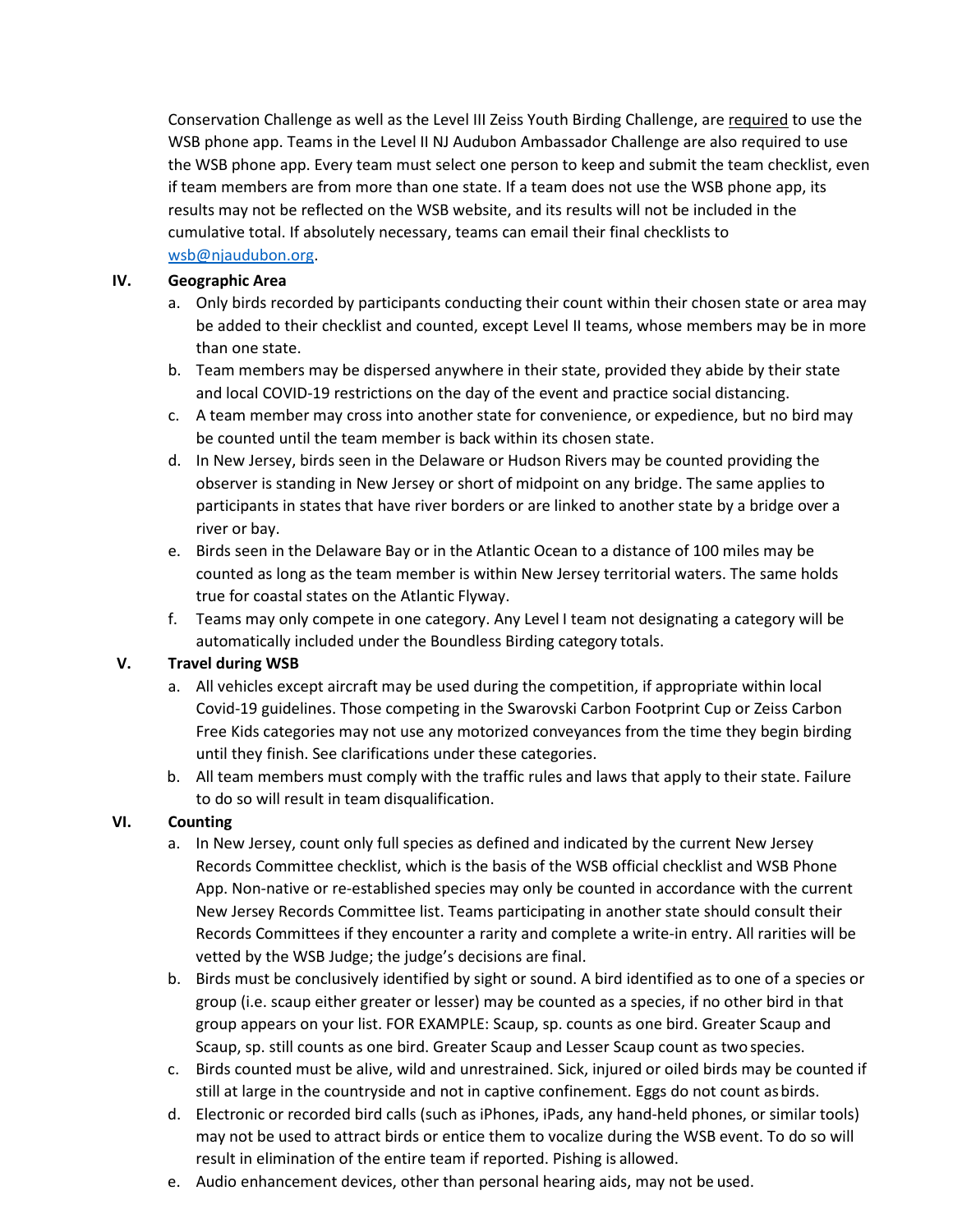Conservation Challenge as well as the Level III Zeiss Youth Birding Challenge, are required to use the WSB phone app. Teams in the Level II NJ Audubon Ambassador Challenge are also required to use the WSB phone app. Every team must select one person to keep and submit the team checklist, even if team members are from more than one state. If a team does not use the WSB phone app, its results may not be reflected on the WSB website, and its results will not be included in the cumulative total. If absolutely necessary, teams can email their final checklists to wsb@njaudubon.org.

**IV. Geographic Area**

a. Only birds recorded by participants conducting their count within their chosen state or area may be added to their checklist and counted, except Level II teams, whose members may be in more than one state.

b. Team members may be dispersed anywhere in their state, provided they abide by their state and local COVID-19 restrictions on the day of the event and practice social distancing.

c. A team member may cross into another state for convenience, or expedience, but no bird may be counted until the team member is back within its chosen state.

d. In New Jersey, birds seen in the Delaware or Hudson Rivers may be counted providing the observer is standing in New Jersey or short of midpoint on any bridge. The same applies to participants in states that have river borders or are linked to another state by a bridge over a river or bay.

e. Birds seen in the Delaware Bay or in the Atlantic Ocean to a distance of 100 miles may be counted as long as the team member is within New Jersey territorial waters. The same holds true for coastal states on the Atlantic Flyway.

f. Teams may only compete in one category. Any Level I team not designating a category will be automatically included under the Boundless Birding category totals.

**V. Travel during WSB**

a. All vehicles except aircraft may be used during the competition, if appropriate within local Covid-19 guidelines. Those competing in the Swarovski Carbon Footprint Cup or Zeiss Carbon Free Kids categories may not use any motorized conveyances from the time they begin birding until they finish. See clarifications under these categories.

b. All team members must comply with the traffic rules and laws that apply to their state. Failure to do so will result in team disqualification.

**VI. Counting**

a. In New Jersey, count only full species as defined and indicated by the current New Jersey Records Committee checklist, which is the basis of the WSB official checklist and WSB Phone App. Non-native or re-established species may only be counted in accordance with the current New Jersey Records Committee list. Teams participating in another state should consult their Records Committees if they encounter a rarity and complete a write-in entry. All rarities will be vetted by the WSB Judge; the judge's decisions are final.

b. Birds must be conclusively identified by sight or sound. A bird identified as to one of a species or group (i.e. scaup either greater or lesser) may be counted as a species, if no other bird in that group appears on your list. FOR EXAMPLE: Scaup, sp. counts as one bird. Greater Scaup and Scaup, sp. still counts as one bird. Greater Scaup and Lesser Scaup count as two species.

c. Birds counted must be alive, wild and unrestrained. Sick, injured or oiled birds may be counted if still at large in the countryside and not in captive confinement. Eggs do not count as birds.

d. Electronic or recorded bird calls (such as iPhones, iPads, any hand-held phones, or similar tools) may not be used to attract birds or entice them to vocalize during the WSB event. To do so will result in elimination of the entire team if reported. Pishing is allowed.

e. Audio enhancement devices, other than personal hearing aids, may not be used.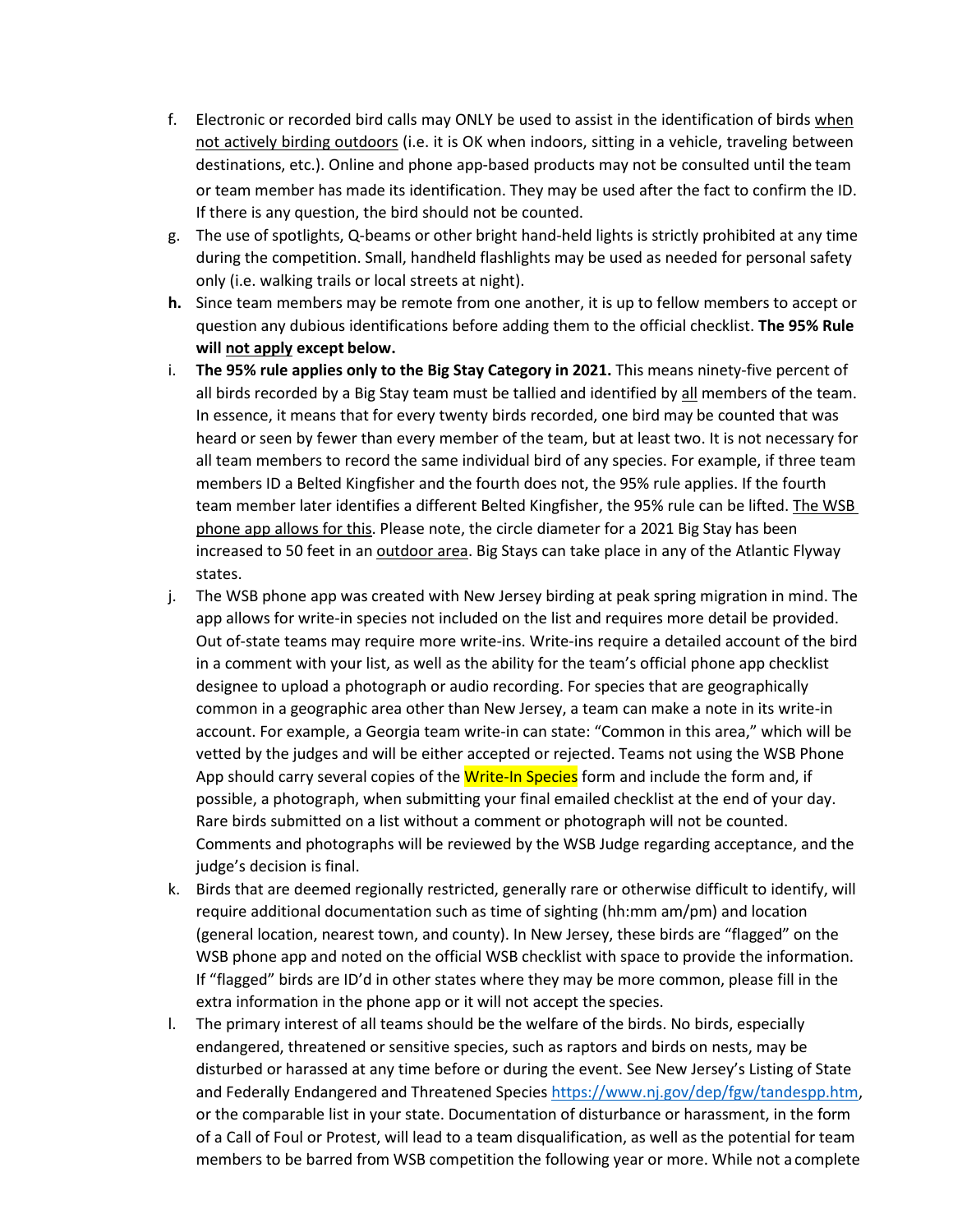f. Electronic or recorded bird calls may ONLY be used to assist in the identification of birds <u>when not actively birding outdoors</u> (i.e. it is OK when indoors, sitting in a vehicle, traveling between destinations, etc.). Online and phone app-based products may not be consulted until the team or team member has made its identification. They may be used after the fact to confirm the ID. If there is any question, the bird should not be counted.

g. The use of spotlights, Q-beams or other bright hand-held lights is strictly prohibited at any time during the competition. Small, handheld flashlights may be used as needed for personal safety only (i.e. walking trails or local streets at night).

**h.** Since team members may be remote from one another, it is up to fellow members to accept or question any dubious identifications before adding them to the official checklist. **The 95% Rule will <u>not apply</u> except below.**

i. **The 95% rule applies only to the Big Stay Category in 2021.** This means ninety-five percent of all birds recorded by a Big Stay team must be tallied and identified by <u>all</u> members of the team. In essence, it means that for every twenty birds recorded, one bird may be counted that was heard or seen by fewer than every member of the team, but at least two. It is not necessary for all team members to record the same individual bird of any species. For example, if three team members ID a Belted Kingfisher and the fourth does not, the 95% rule applies. If the fourth team member later identifies a different Belted Kingfisher, the 95% rule can be lifted. <u>The WSB phone app allows for this</u>. Please note, the circle diameter for a 2021 Big Stay has been increased to 50 feet in an <u>outdoor area</u>. Big Stays can take place in any of the Atlantic Flyway states.

j. The WSB phone app was created with New Jersey birding at peak spring migration in mind. The app allows for write-in species not included on the list and requires more detail be provided. Out of-state teams may require more write-ins. Write-ins require a detailed account of the bird in a comment with your list, as well as the ability for the team's official phone app checklist designee to upload a photograph or audio recording. For species that are geographically common in a geographic area other than New Jersey, a team can make a note in its write-in account. For example, a Georgia team write-in can state: "Common in this area," which will be vetted by the judges and will be either accepted or rejected. Teams not using the WSB Phone App should carry several copies of the Write-In Species form and include the form and, if possible, a photograph, when submitting your final emailed checklist at the end of your day. Rare birds submitted on a list without a comment or photograph will not be counted. Comments and photographs will be reviewed by the WSB Judge regarding acceptance, and the judge's decision is final.

k. Birds that are deemed regionally restricted, generally rare or otherwise difficult to identify, will require additional documentation such as time of sighting (hh:mm am/pm) and location (general location, nearest town, and county). In New Jersey, these birds are "flagged" on the WSB phone app and noted on the official WSB checklist with space to provide the information. If "flagged" birds are ID'd in other states where they may be more common, please fill in the extra information in the phone app or it will not accept the species.

l. The primary interest of all teams should be the welfare of the birds. No birds, especially endangered, threatened or sensitive species, such as raptors and birds on nests, may be disturbed or harassed at any time before or during the event. See New Jersey's Listing of State and Federally Endangered and Threatened Species https://www.nj.gov/dep/fgw/tandespp.htm, or the comparable list in your state. Documentation of disturbance or harassment, in the form of a Call of Foul or Protest, will lead to a team disqualification, as well as the potential for team members to be barred from WSB competition the following year or more. While not a complete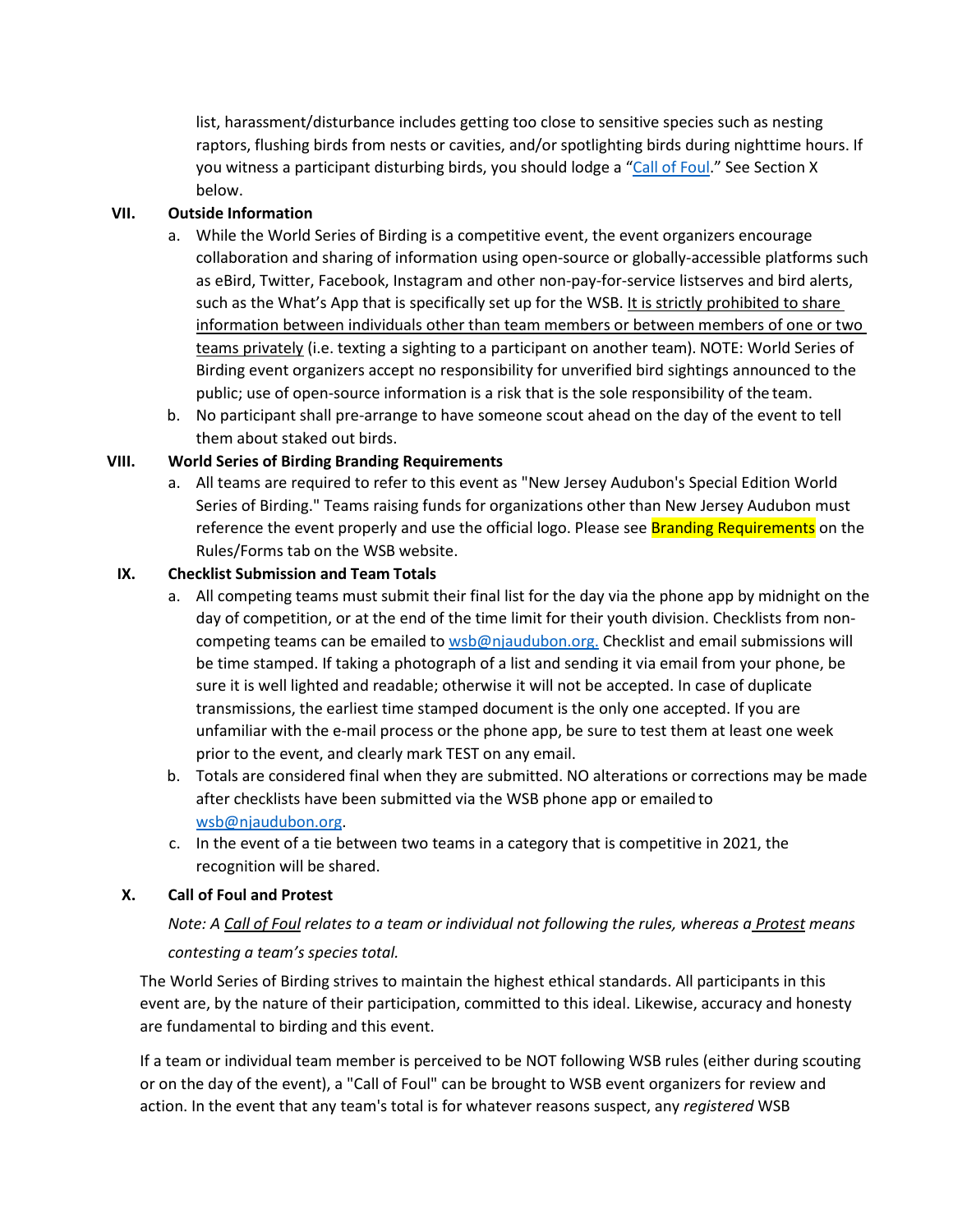list, harassment/disturbance includes getting too close to sensitive species such as nesting raptors, flushing birds from nests or cavities, and/or spotlighting birds during nighttime hours. If you witness a participant disturbing birds, you should lodge a "Call of Foul." See Section X below.

## VII. Outside Information

a. While the World Series of Birding is a competitive event, the event organizers encourage collaboration and sharing of information using open-source or globally-accessible platforms such as eBird, Twitter, Facebook, Instagram and other non-pay-for-service listserves and bird alerts, such as the What's App that is specifically set up for the WSB. It is strictly prohibited to share information between individuals other than team members or between members of one or two teams privately (i.e. texting a sighting to a participant on another team). NOTE: World Series of Birding event organizers accept no responsibility for unverified bird sightings announced to the public; use of open-source information is a risk that is the sole responsibility of the team.

b. No participant shall pre-arrange to have someone scout ahead on the day of the event to tell them about staked out birds.

## VIII. World Series of Birding Branding Requirements

a. All teams are required to refer to this event as "New Jersey Audubon's Special Edition World Series of Birding." Teams raising funds for organizations other than New Jersey Audubon must reference the event properly and use the official logo. Please see Branding Requirements on the Rules/Forms tab on the WSB website.

## IX. Checklist Submission and Team Totals

a. All competing teams must submit their final list for the day via the phone app by midnight on the day of competition, or at the end of the time limit for their youth division. Checklists from non-competing teams can be emailed to wsb@njaudubon.org. Checklist and email submissions will be time stamped. If taking a photograph of a list and sending it via email from your phone, be sure it is well lighted and readable; otherwise it will not be accepted. In case of duplicate transmissions, the earliest time stamped document is the only one accepted. If you are unfamiliar with the e-mail process or the phone app, be sure to test them at least one week prior to the event, and clearly mark TEST on any email.

b. Totals are considered final when they are submitted. NO alterations or corrections may be made after checklists have been submitted via the WSB phone app or emailed to wsb@njaudubon.org.

c. In the event of a tie between two teams in a category that is competitive in 2021, the recognition will be shared.

## X. Call of Foul and Protest

*Note: A Call of Foul relates to a team or individual not following the rules, whereas a Protest means contesting a team's species total.*

The World Series of Birding strives to maintain the highest ethical standards. All participants in this event are, by the nature of their participation, committed to this ideal. Likewise, accuracy and honesty are fundamental to birding and this event.

If a team or individual team member is perceived to be NOT following WSB rules (either during scouting or on the day of the event), a "Call of Foul" can be brought to WSB event organizers for review and action. In the event that any team's total is for whatever reasons suspect, any *registered* WSB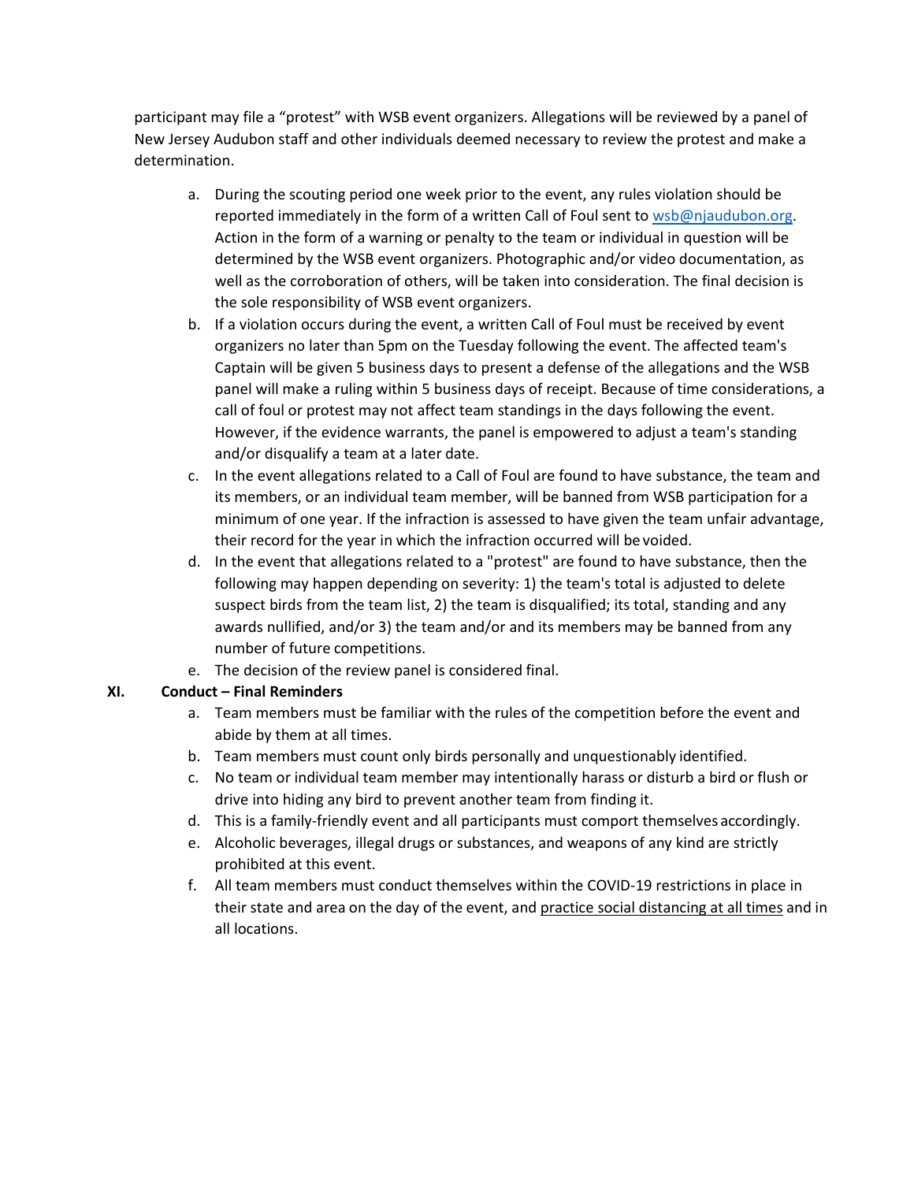participant may file a "protest" with WSB event organizers. Allegations will be reviewed by a panel of New Jersey Audubon staff and other individuals deemed necessary to review the protest and make a determination.

a. During the scouting period one week prior to the event, any rules violation should be reported immediately in the form of a written Call of Foul sent to [wsb@njaudubon.org](mailto:wsb@njaudubon.org). Action in the form of a warning or penalty to the team or individual in question will be determined by the WSB event organizers. Photographic and/or video documentation, as well as the corroboration of others, will be taken into consideration. The final decision is the sole responsibility of WSB event organizers.
b. If a violation occurs during the event, a written Call of Foul must be received by event organizers no later than 5pm on the Tuesday following the event. The affected team's Captain will be given 5 business days to present a defense of the allegations and the WSB panel will make a ruling within 5 business days of receipt. Because of time considerations, a call of foul or protest may not affect team standings in the days following the event. However, if the evidence warrants, the panel is empowered to adjust a team's standing and/or disqualify a team at a later date.
c. In the event allegations related to a Call of Foul are found to have substance, the team and its members, or an individual team member, will be banned from WSB participation for a minimum of one year. If the infraction is assessed to have given the team unfair advantage, their record for the year in which the infraction occurred will be voided.
d. In the event that allegations related to a "protest" are found to have substance, then the following may happen depending on severity: 1) the team's total is adjusted to delete suspect birds from the team list, 2) the team is disqualified; its total, standing and any awards nullified, and/or 3) the team and/or and its members may be banned from any number of future competitions.
e. The decision of the review panel is considered final.

## XI. Conduct – Final Reminders

a. Team members must be familiar with the rules of the competition before the event and abide by them at all times.
b. Team members must count only birds personally and unquestionably identified.
c. No team or individual team member may intentionally harass or disturb a bird or flush or drive into hiding any bird to prevent another team from finding it.
d. This is a family-friendly event and all participants must comport themselves accordingly.
e. Alcoholic beverages, illegal drugs or substances, and weapons of any kind are strictly prohibited at this event.
f. All team members must conduct themselves within the COVID-19 restrictions in place in their state and area on the day of the event, and practice social distancing at all times and in all locations.